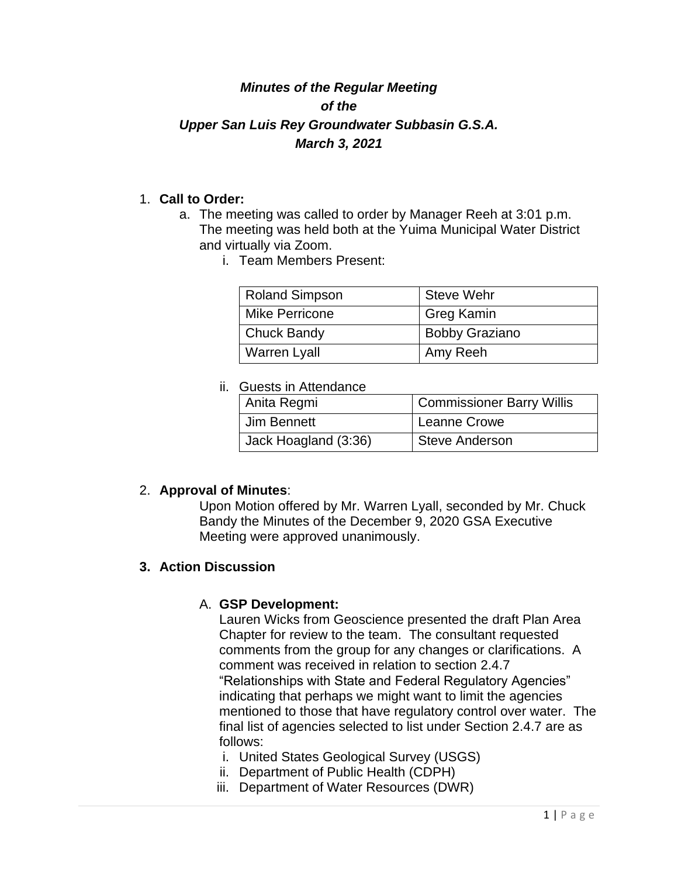***Minutes of the Regular Meeting***
***of the***
***Upper San Luis Rey Groundwater Subbasin G.S.A.***
***March 3, 2021***

1. **Call to Order:**
   a. The meeting was called to order by Manager Reeh at 3:01 p.m. The meeting was held both at the Yuima Municipal Water District and virtually via Zoom.
      i. Team Members Present:

| Roland Simpson | Steve Wehr |
|---|---|
| Mike Perricone | Greg Kamin |
| Chuck Bandy | Bobby Graziano |
| Warren Lyall | Amy Reeh |

      ii. Guests in Attendance

| Anita Regmi | Commissioner Barry Willis |
|---|---|
| Jim Bennett | Leanne Crowe |
| Jack Hoagland (3:36) | Steve Anderson |

2. **Approval of Minutes**:
   Upon Motion offered by Mr. Warren Lyall, seconded by Mr. Chuck Bandy the Minutes of the December 9, 2020 GSA Executive Meeting were approved unanimously.

3. **Action Discussion**

   A. **GSP Development:**
   Lauren Wicks from Geoscience presented the draft Plan Area Chapter for review to the team. The consultant requested comments from the group for any changes or clarifications. A comment was received in relation to section 2.4.7 "Relationships with State and Federal Regulatory Agencies" indicating that perhaps we might want to limit the agencies mentioned to those that have regulatory control over water. The final list of agencies selected to list under Section 2.4.7 are as follows:
      i. United States Geological Survey (USGS)
      ii. Department of Public Health (CDPH)
      iii. Department of Water Resources (DWR)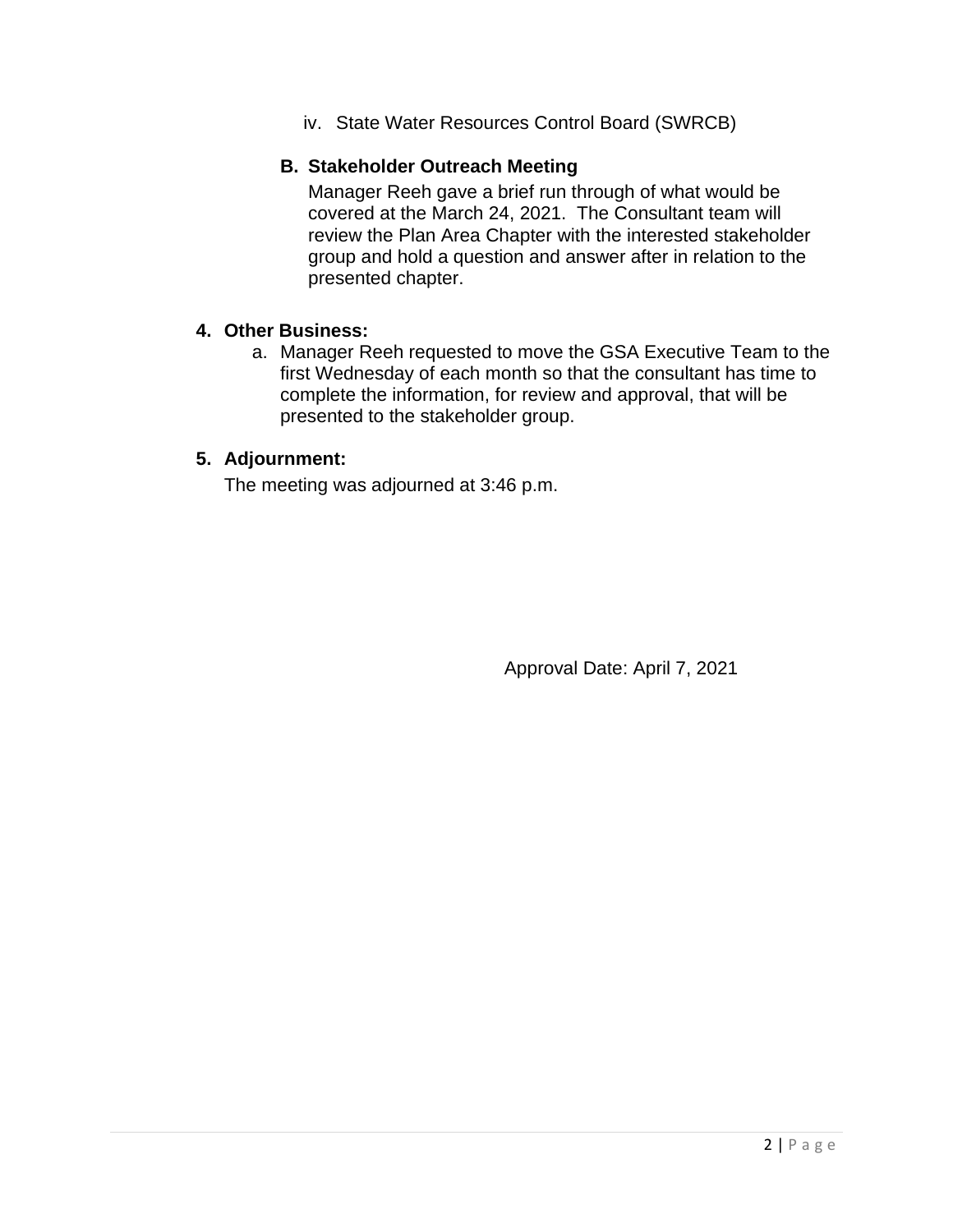iv. State Water Resources Control Board (SWRCB)

**B. Stakeholder Outreach Meeting**

Manager Reeh gave a brief run through of what would be covered at the March 24, 2021. The Consultant team will review the Plan Area Chapter with the interested stakeholder group and hold a question and answer after in relation to the presented chapter.

**4. Other Business:**

a. Manager Reeh requested to move the GSA Executive Team to the first Wednesday of each month so that the consultant has time to complete the information, for review and approval, that will be presented to the stakeholder group.

**5. Adjournment:**

The meeting was adjourned at 3:46 p.m.

Approval Date: April 7, 2021